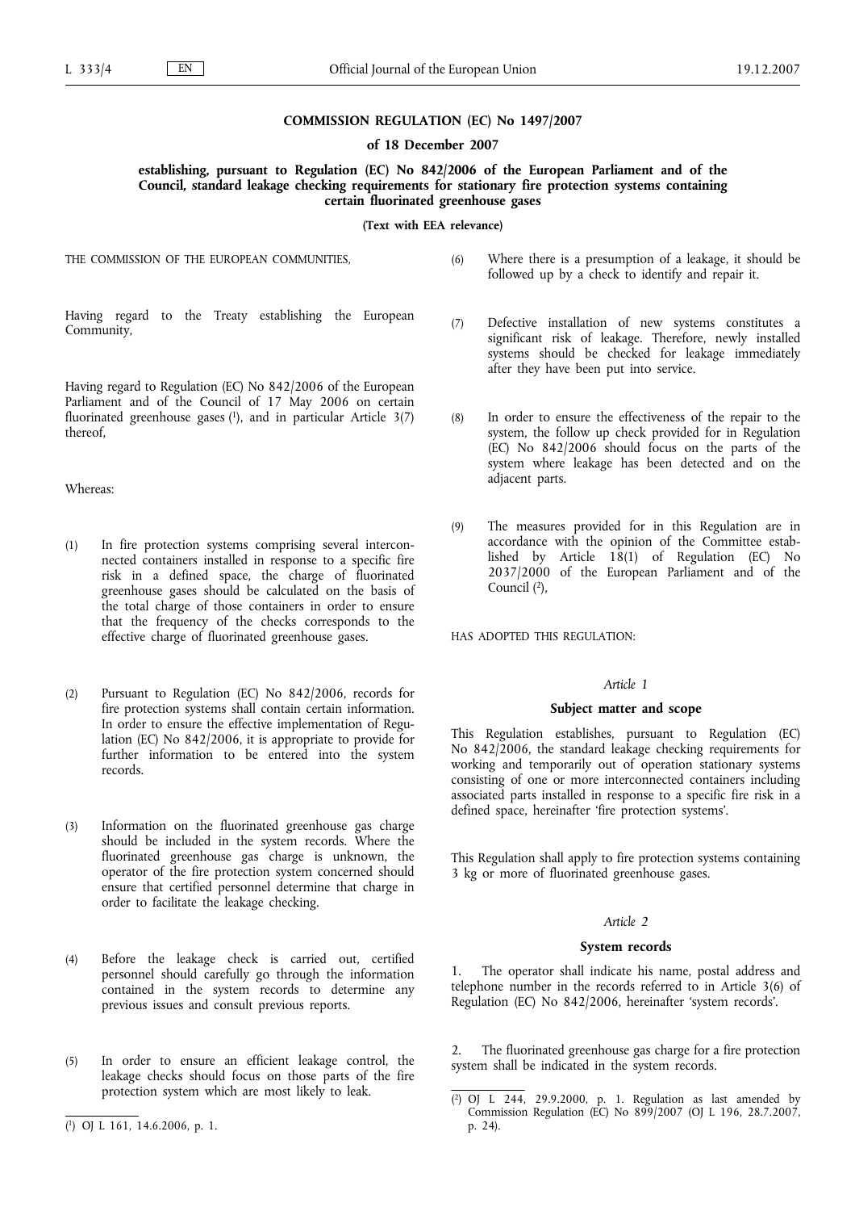# COMMISSION REGULATION (EC) No 1497/2007

## of 18 December 2007

## establishing, pursuant to Regulation (EC) No 842/2006 of the European Parliament and of the Council, standard leakage checking requirements for stationary fire protection systems containing certain fluorinated greenhouse gases

**(Text with EEA relevance)**

THE COMMISSION OF THE EUROPEAN COMMUNITIES,

Having regard to the Treaty establishing the European Community,

Having regard to Regulation (EC) No 842/2006 of the European Parliament and of the Council of 17 May 2006 on certain fluorinated greenhouse gases [1], and in particular Article 3(7) thereof,

Whereas:

(1) In fire protection systems comprising several interconnected containers installed in response to a specific fire risk in a defined space, the charge of fluorinated greenhouse gases should be calculated on the basis of the total charge of those containers in order to ensure that the frequency of the checks corresponds to the effective charge of fluorinated greenhouse gases.

(2) Pursuant to Regulation (EC) No 842/2006, records for fire protection systems shall contain certain information. In order to ensure the effective implementation of Regulation (EC) No 842/2006, it is appropriate to provide for further information to be entered into the system records.

(3) Information on the fluorinated greenhouse gas charge should be included in the system records. Where the fluorinated greenhouse gas charge is unknown, the operator of the fire protection system concerned should ensure that certified personnel determine that charge in order to facilitate the leakage checking.

(4) Before the leakage check is carried out, certified personnel should carefully go through the information contained in the system records to determine any previous issues and consult previous reports.

(5) In order to ensure an efficient leakage control, the leakage checks should focus on those parts of the fire protection system which are most likely to leak.

(6) Where there is a presumption of a leakage, it should be followed up by a check to identify and repair it.

(7) Defective installation of new systems constitutes a significant risk of leakage. Therefore, newly installed systems should be checked for leakage immediately after they have been put into service.

(8) In order to ensure the effectiveness of the repair to the system, the follow up check provided for in Regulation (EC) No 842/2006 should focus on the parts of the system where leakage has been detected and on the adjacent parts.

(9) The measures provided for in this Regulation are in accordance with the opinion of the Committee established by Article 18(1) of Regulation (EC) No 2037/2000 of the European Parliament and of the Council [2],

HAS ADOPTED THIS REGULATION:

*Article 1*

**Subject matter and scope**

This Regulation establishes, pursuant to Regulation (EC) No 842/2006, the standard leakage checking requirements for working and temporarily out of operation stationary systems consisting of one or more interconnected containers including associated parts installed in response to a specific fire risk in a defined space, hereinafter 'fire protection systems'.

This Regulation shall apply to fire protection systems containing 3 kg or more of fluorinated greenhouse gases.

*Article 2*

**System records**

1. The operator shall indicate his name, postal address and telephone number in the records referred to in Article 3(6) of Regulation (EC) No 842/2006, hereinafter 'system records'.

2. The fluorinated greenhouse gas charge for a fire protection system shall be indicated in the system records.

---

[1] OJ L 161, 14.6.2006, p. 1.

[2] OJ L 244, 29.9.2000, p. 1. Regulation as last amended by Commission Regulation (EC) No 899/2007 (OJ L 196, 28.7.2007, p. 24).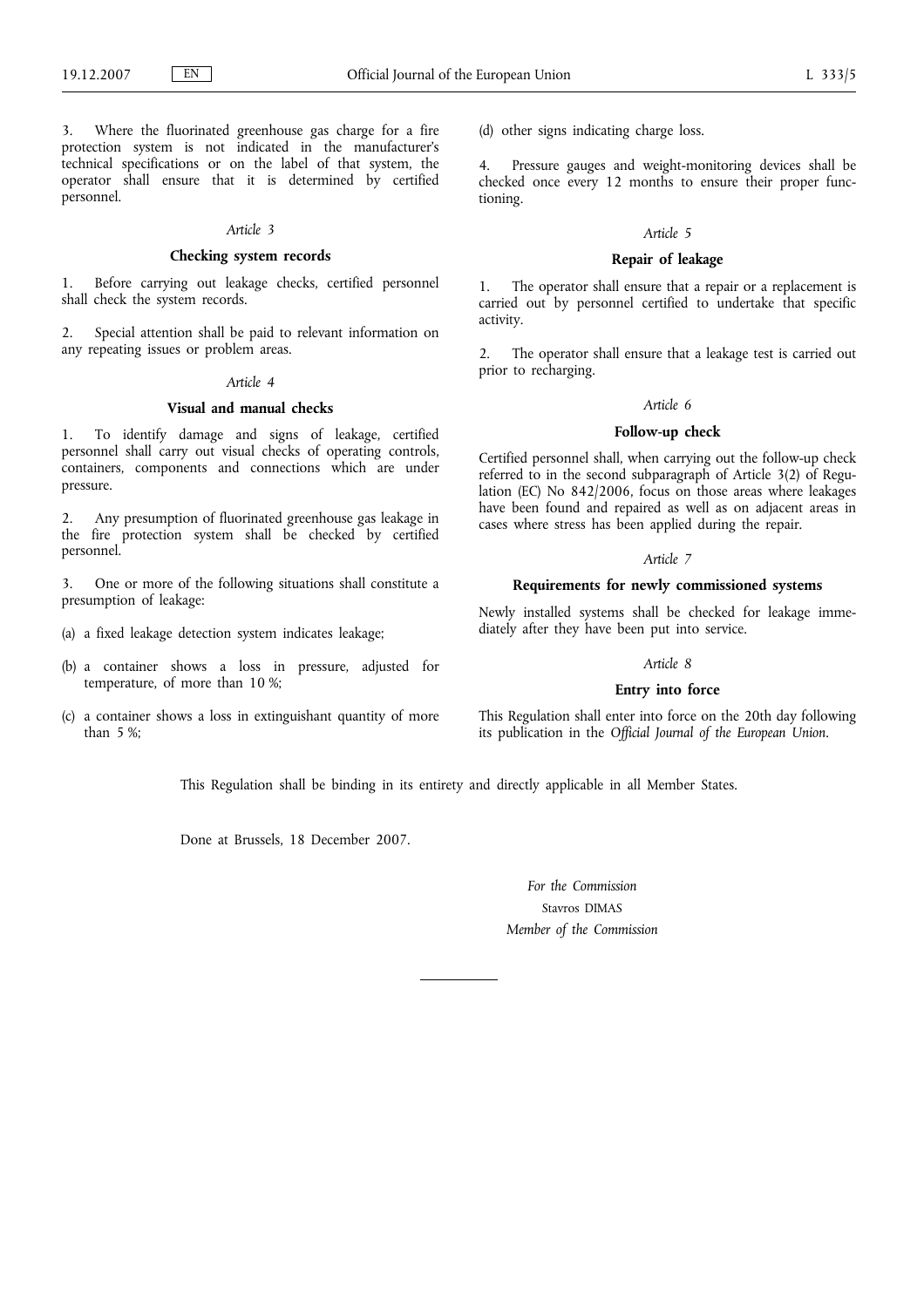3. Where the fluorinated greenhouse gas charge for a fire protection system is not indicated in the manufacturer's technical specifications or on the label of that system, the operator shall ensure that it is determined by certified personnel.

*Article 3*

**Checking system records**

1. Before carrying out leakage checks, certified personnel shall check the system records.

2. Special attention shall be paid to relevant information on any repeating issues or problem areas.

*Article 4*

**Visual and manual checks**

1. To identify damage and signs of leakage, certified personnel shall carry out visual checks of operating controls, containers, components and connections which are under pressure.

2. Any presumption of fluorinated greenhouse gas leakage in the fire protection system shall be checked by certified personnel.

3. One or more of the following situations shall constitute a presumption of leakage:

(a) a fixed leakage detection system indicates leakage;

(b) a container shows a loss in pressure, adjusted for temperature, of more than 10 %;

(c) a container shows a loss in extinguishant quantity of more than 5 %;

(d) other signs indicating charge loss.

4. Pressure gauges and weight-monitoring devices shall be checked once every 12 months to ensure their proper functioning.

*Article 5*

**Repair of leakage**

1. The operator shall ensure that a repair or a replacement is carried out by personnel certified to undertake that specific activity.

2. The operator shall ensure that a leakage test is carried out prior to recharging.

*Article 6*

**Follow-up check**

Certified personnel shall, when carrying out the follow-up check referred to in the second subparagraph of Article 3(2) of Regulation (EC) No 842/2006, focus on those areas where leakages have been found and repaired as well as on adjacent areas in cases where stress has been applied during the repair.

*Article 7*

**Requirements for newly commissioned systems**

Newly installed systems shall be checked for leakage immediately after they have been put into service.

*Article 8*

**Entry into force**

This Regulation shall enter into force on the 20th day following its publication in the *Official Journal of the European Union*.

This Regulation shall be binding in its entirety and directly applicable in all Member States.

Done at Brussels, 18 December 2007.

*For the Commission*

Stavros DIMAS

*Member of the Commission*